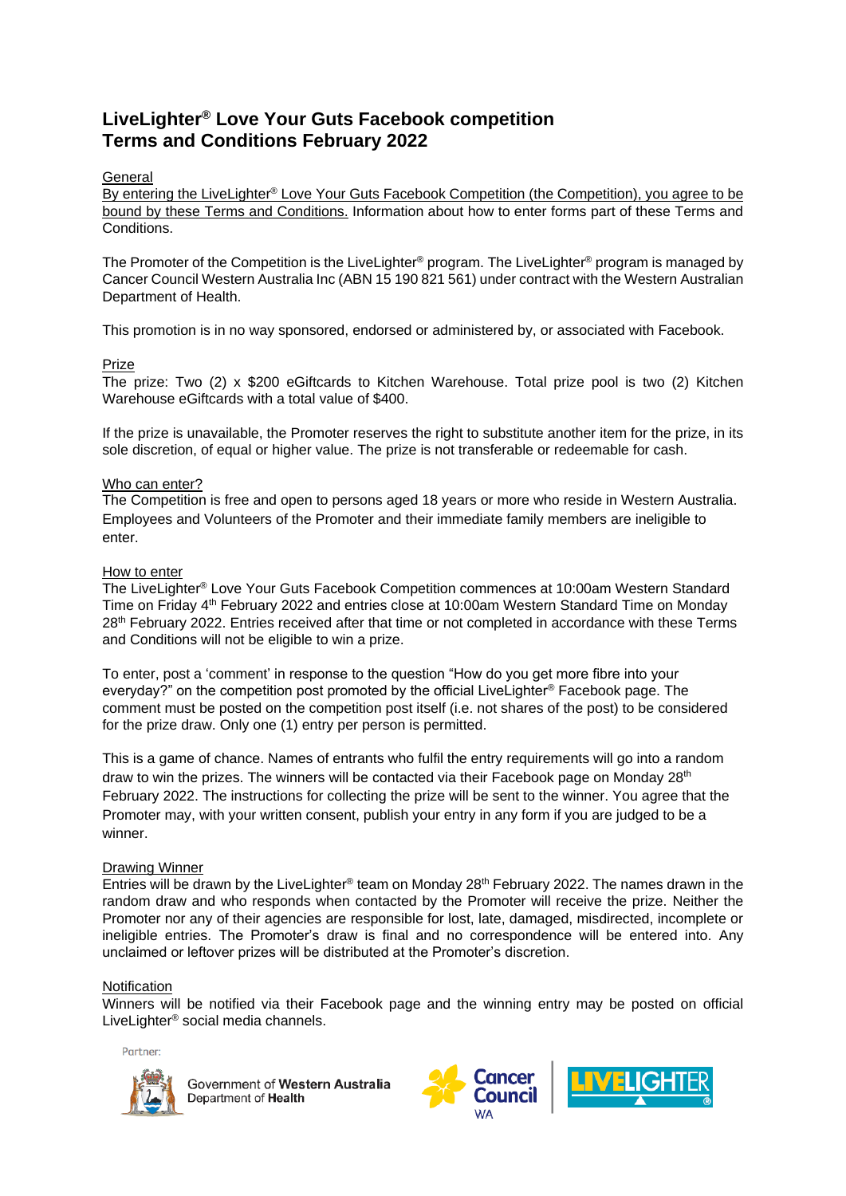# LiveLighter® Love Your Guts Facebook competition Terms and Conditions February 2022

## General

By entering the LiveLighter® Love Your Guts Facebook Competition (the Competition), you agree to be bound by these Terms and Conditions. Information about how to enter forms part of these Terms and Conditions.

The Promoter of the Competition is the LiveLighter® program. The LiveLighter® program is managed by Cancer Council Western Australia Inc (ABN 15 190 821 561) under contract with the Western Australian Department of Health.

This promotion is in no way sponsored, endorsed or administered by, or associated with Facebook.

## Prize

The prize: Two (2) x $200 eGiftcards to Kitchen Warehouse. Total prize pool is two (2) Kitchen Warehouse eGiftcards with a total value of $400.

If the prize is unavailable, the Promoter reserves the right to substitute another item for the prize, in its sole discretion, of equal or higher value. The prize is not transferable or redeemable for cash.

## Who can enter?

The Competition is free and open to persons aged 18 years or more who reside in Western Australia. Employees and Volunteers of the Promoter and their immediate family members are ineligible to enter.

## How to enter

The LiveLighter® Love Your Guts Facebook Competition commences at 10:00am Western Standard Time on Friday 4th February 2022 and entries close at 10:00am Western Standard Time on Monday 28th February 2022. Entries received after that time or not completed in accordance with these Terms and Conditions will not be eligible to win a prize.

To enter, post a 'comment' in response to the question "How do you get more fibre into your everyday?" on the competition post promoted by the official LiveLighter® Facebook page. The comment must be posted on the competition post itself (i.e. not shares of the post) to be considered for the prize draw. Only one (1) entry per person is permitted.

This is a game of chance. Names of entrants who fulfil the entry requirements will go into a random draw to win the prizes. The winners will be contacted via their Facebook page on Monday 28th February 2022. The instructions for collecting the prize will be sent to the winner. You agree that the Promoter may, with your written consent, publish your entry in any form if you are judged to be a winner.

## Drawing Winner

Entries will be drawn by the LiveLighter® team on Monday 28th February 2022. The names drawn in the random draw and who responds when contacted by the Promoter will receive the prize. Neither the Promoter nor any of their agencies are responsible for lost, late, damaged, misdirected, incomplete or ineligible entries. The Promoter's draw is final and no correspondence will be entered into. Any unclaimed or leftover prizes will be distributed at the Promoter's discretion.

## Notification

Winners will be notified via their Facebook page and the winning entry may be posted on official LiveLighter® social media channels.

Partner:

Government of Western Australia Department of Health

Cancer Council WA

LIVELIGHTER®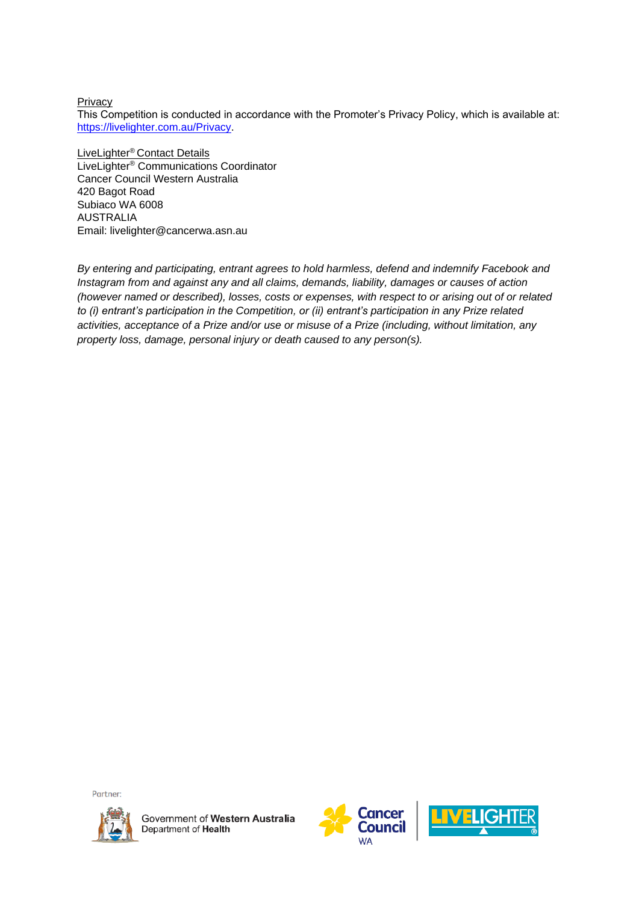Privacy

This Competition is conducted in accordance with the Promoter's Privacy Policy, which is available at: https://livelighter.com.au/Privacy.

LiveLighter® Contact Details

LiveLighter® Communications Coordinator
Cancer Council Western Australia
420 Bagot Road
Subiaco WA 6008
AUSTRALIA
Email: livelighter@cancerwa.asn.au

*By entering and participating, entrant agrees to hold harmless, defend and indemnify Facebook and Instagram from and against any and all claims, demands, liability, damages or causes of action (however named or described), losses, costs or expenses, with respect to or arising out of or related to (i) entrant's participation in the Competition, or (ii) entrant's participation in any Prize related activities, acceptance of a Prize and/or use or misuse of a Prize (including, without limitation, any property loss, damage, personal injury or death caused to any person(s).*

Partner:

Government of Western Australia
Department of Health

Cancer Council WA

LIVELIGHTER®